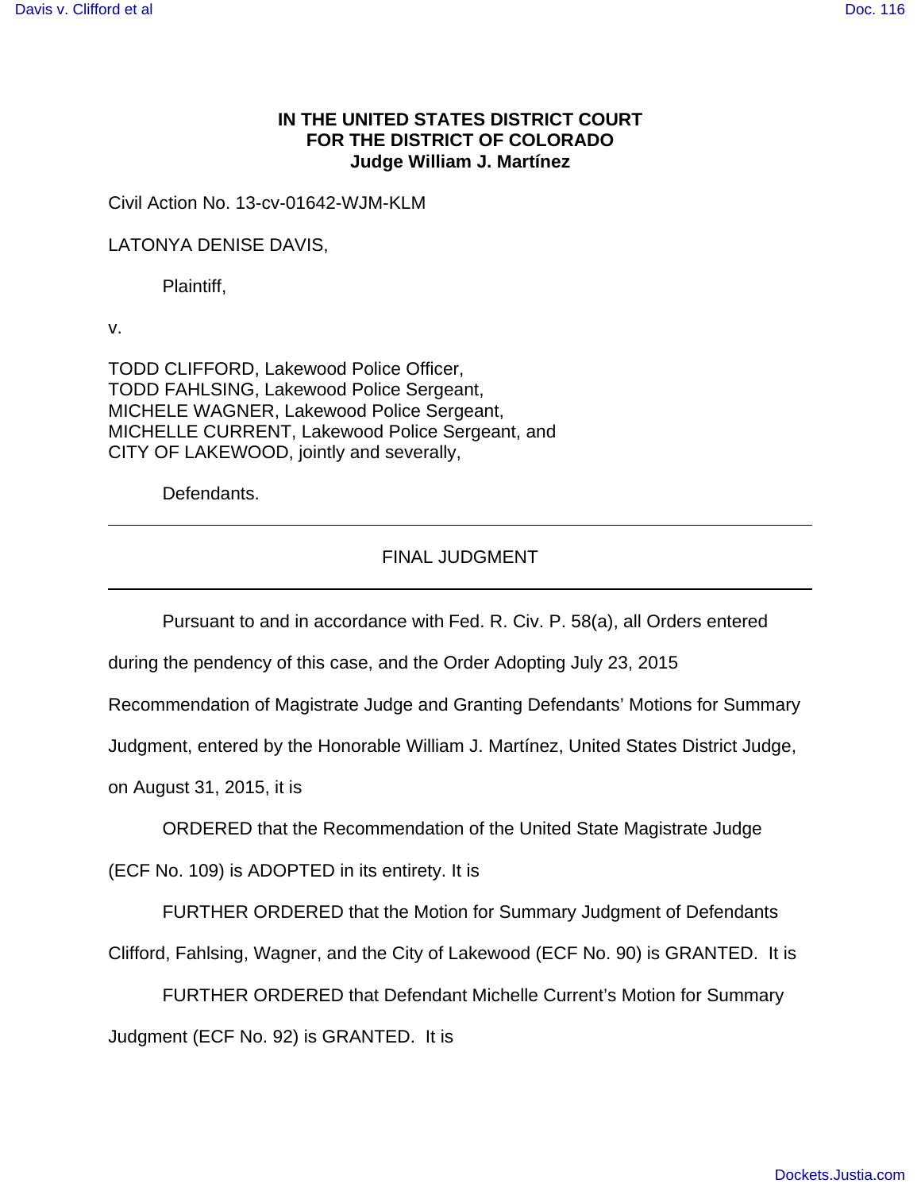**IN THE UNITED STATES DISTRICT COURT**
**FOR THE DISTRICT OF COLORADO**
**Judge William J. Martínez**

Civil Action No. 13-cv-01642-WJM-KLM

LATONYA DENISE DAVIS,

Plaintiff,

v.

TODD CLIFFORD, Lakewood Police Officer,
TODD FAHLSING, Lakewood Police Sergeant,
MICHELE WAGNER, Lakewood Police Sergeant,
MICHELLE CURRENT, Lakewood Police Sergeant, and
CITY OF LAKEWOOD, jointly and severally,

Defendants.

---

FINAL JUDGMENT

---

Pursuant to and in accordance with Fed. R. Civ. P. 58(a), all Orders entered during the pendency of this case, and the Order Adopting July 23, 2015 Recommendation of Magistrate Judge and Granting Defendants' Motions for Summary Judgment, entered by the Honorable William J. Martínez, United States District Judge, on August 31, 2015, it is

ORDERED that the Recommendation of the United State Magistrate Judge (ECF No. 109) is ADOPTED in its entirety. It is

FURTHER ORDERED that the Motion for Summary Judgment of Defendants Clifford, Fahlsing, Wagner, and the City of Lakewood (ECF No. 90) is GRANTED. It is

FURTHER ORDERED that Defendant Michelle Current's Motion for Summary Judgment (ECF No. 92) is GRANTED. It is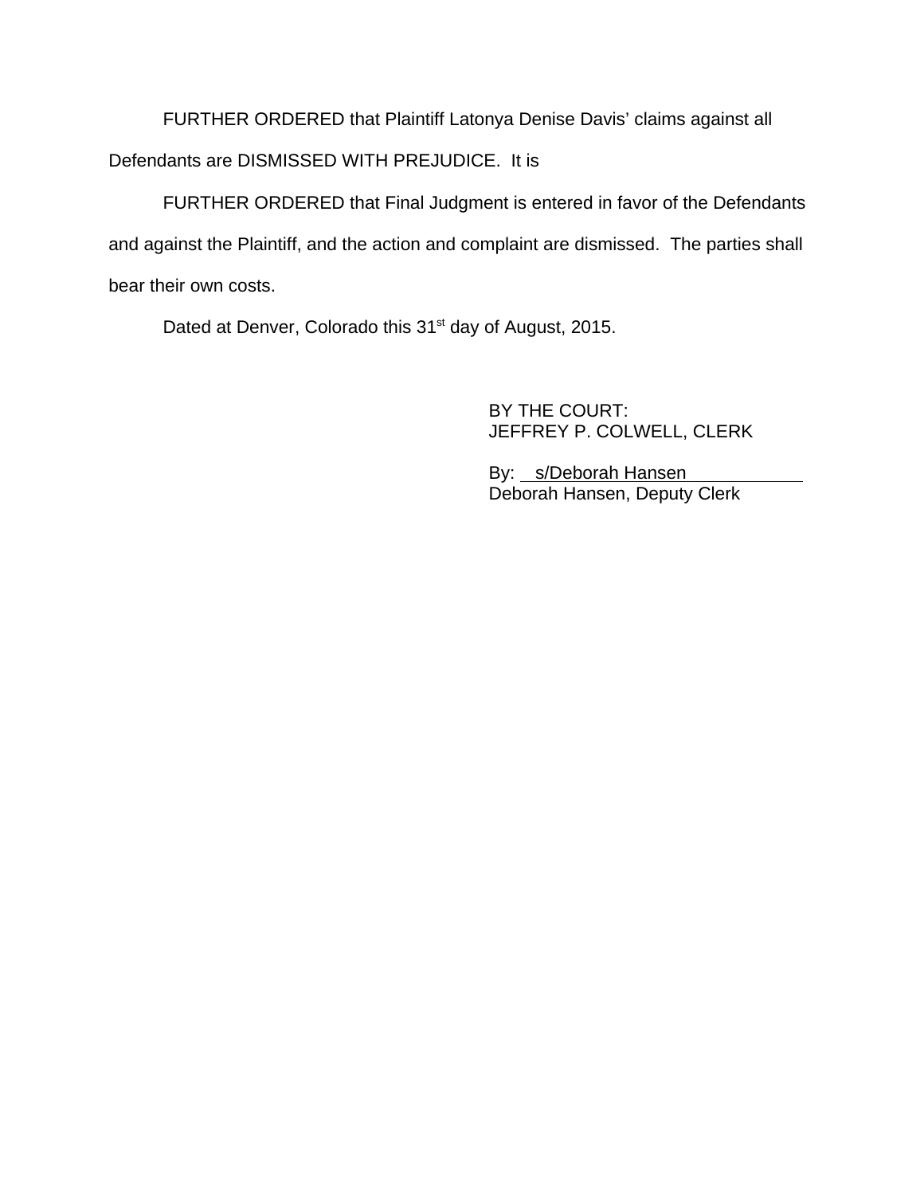FURTHER ORDERED that Plaintiff Latonya Denise Davis' claims against all Defendants are DISMISSED WITH PREJUDICE. It is

FURTHER ORDERED that Final Judgment is entered in favor of the Defendants and against the Plaintiff, and the action and complaint are dismissed. The parties shall bear their own costs.

Dated at Denver, Colorado this 31st day of August, 2015.

BY THE COURT:
JEFFREY P. COLWELL, CLERK

By: s/Deborah Hansen
Deborah Hansen, Deputy Clerk